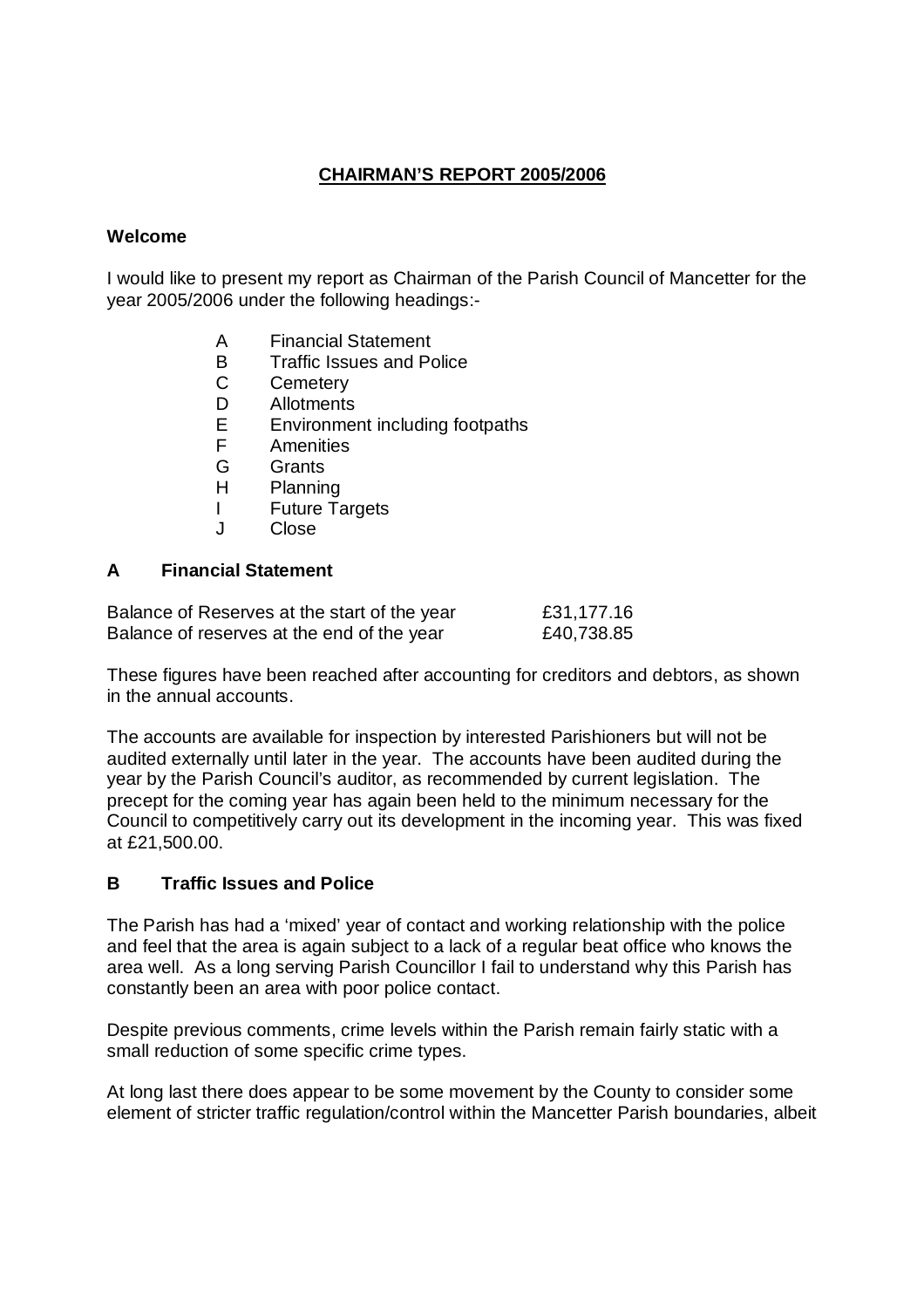**CHAIRMAN'S REPORT 2005/2006**

**Welcome**

I would like to present my report as Chairman of the Parish Council of Mancetter for the year 2005/2006 under the following headings:-

- A Financial Statement
- B Traffic Issues and Police
- C Cemetery
- D Allotments
- E Environment including footpaths
- F Amenities
- G Grants
- H Planning
- I Future Targets
- J Close

**A Financial Statement**

| | |
|---|---|
| Balance of Reserves at the start of the year | £31,177.16 |
| Balance of reserves at the end of the year | £40,738.85 |

These figures have been reached after accounting for creditors and debtors, as shown in the annual accounts.

The accounts are available for inspection by interested Parishioners but will not be audited externally until later in the year. The accounts have been audited during the year by the Parish Council's auditor, as recommended by current legislation. The precept for the coming year has again been held to the minimum necessary for the Council to competitively carry out its development in the incoming year. This was fixed at £21,500.00.

**B Traffic Issues and Police**

The Parish has had a 'mixed' year of contact and working relationship with the police and feel that the area is again subject to a lack of a regular beat office who knows the area well. As a long serving Parish Councillor I fail to understand why this Parish has constantly been an area with poor police contact.

Despite previous comments, crime levels within the Parish remain fairly static with a small reduction of some specific crime types.

At long last there does appear to be some movement by the County to consider some element of stricter traffic regulation/control within the Mancetter Parish boundaries, albeit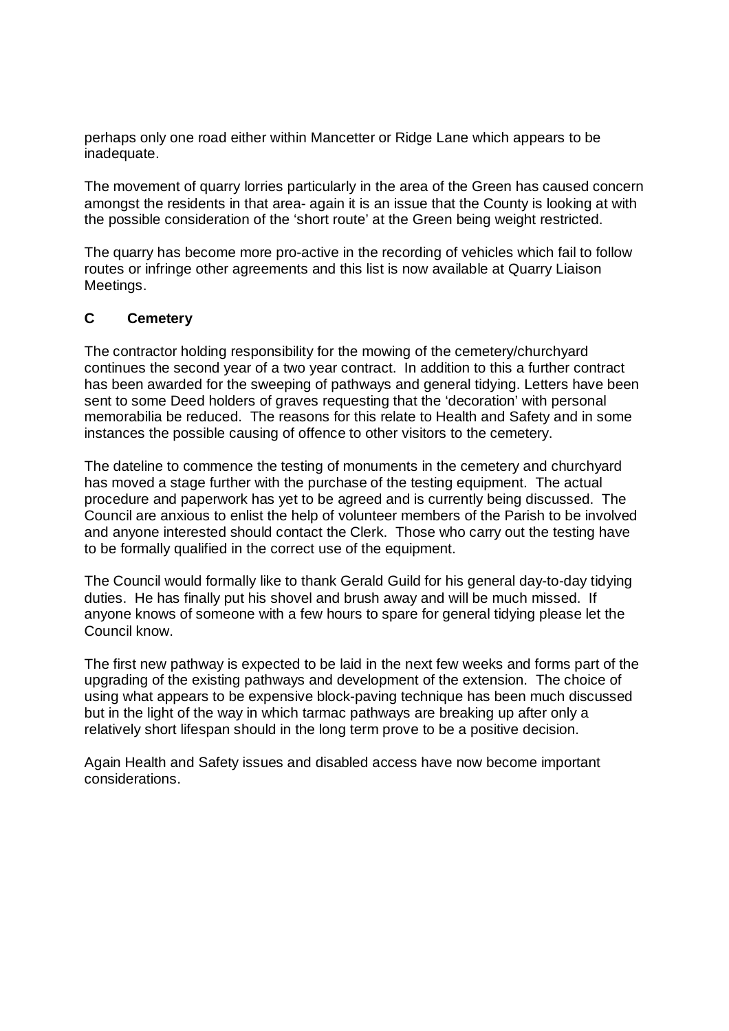perhaps only one road either within Mancetter or Ridge Lane which appears to be inadequate.

The movement of quarry lorries particularly in the area of the Green has caused concern amongst the residents in that area- again it is an issue that the County is looking at with the possible consideration of the 'short route' at the Green being weight restricted.

The quarry has become more pro-active in the recording of vehicles which fail to follow routes or infringe other agreements and this list is now available at Quarry Liaison Meetings.

## C Cemetery

The contractor holding responsibility for the mowing of the cemetery/churchyard continues the second year of a two year contract. In addition to this a further contract has been awarded for the sweeping of pathways and general tidying. Letters have been sent to some Deed holders of graves requesting that the 'decoration' with personal memorabilia be reduced. The reasons for this relate to Health and Safety and in some instances the possible causing of offence to other visitors to the cemetery.

The dateline to commence the testing of monuments in the cemetery and churchyard has moved a stage further with the purchase of the testing equipment. The actual procedure and paperwork has yet to be agreed and is currently being discussed. The Council are anxious to enlist the help of volunteer members of the Parish to be involved and anyone interested should contact the Clerk. Those who carry out the testing have to be formally qualified in the correct use of the equipment.

The Council would formally like to thank Gerald Guild for his general day-to-day tidying duties. He has finally put his shovel and brush away and will be much missed. If anyone knows of someone with a few hours to spare for general tidying please let the Council know.

The first new pathway is expected to be laid in the next few weeks and forms part of the upgrading of the existing pathways and development of the extension. The choice of using what appears to be expensive block-paving technique has been much discussed but in the light of the way in which tarmac pathways are breaking up after only a relatively short lifespan should in the long term prove to be a positive decision.

Again Health and Safety issues and disabled access have now become important considerations.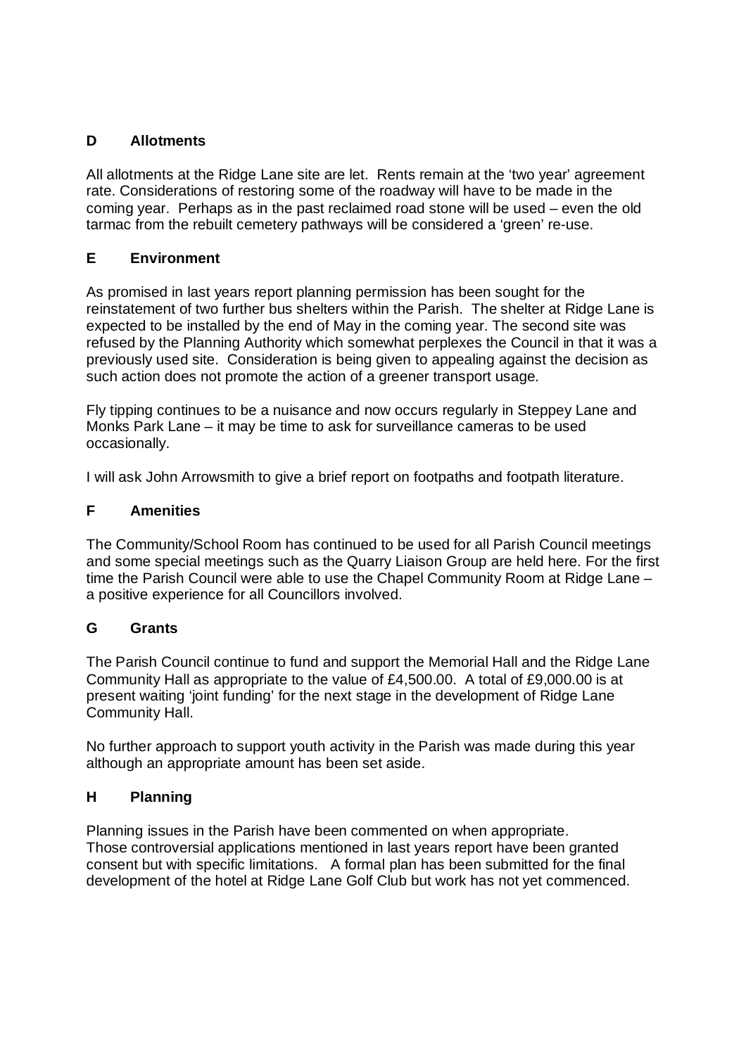## D Allotments

All allotments at the Ridge Lane site are let. Rents remain at the 'two year' agreement rate. Considerations of restoring some of the roadway will have to be made in the coming year. Perhaps as in the past reclaimed road stone will be used – even the old tarmac from the rebuilt cemetery pathways will be considered a 'green' re-use.

## E Environment

As promised in last years report planning permission has been sought for the reinstatement of two further bus shelters within the Parish. The shelter at Ridge Lane is expected to be installed by the end of May in the coming year. The second site was refused by the Planning Authority which somewhat perplexes the Council in that it was a previously used site. Consideration is being given to appealing against the decision as such action does not promote the action of a greener transport usage.

Fly tipping continues to be a nuisance and now occurs regularly in Steppey Lane and Monks Park Lane – it may be time to ask for surveillance cameras to be used occasionally.

I will ask John Arrowsmith to give a brief report on footpaths and footpath literature.

## F Amenities

The Community/School Room has continued to be used for all Parish Council meetings and some special meetings such as the Quarry Liaison Group are held here. For the first time the Parish Council were able to use the Chapel Community Room at Ridge Lane – a positive experience for all Councillors involved.

## G Grants

The Parish Council continue to fund and support the Memorial Hall and the Ridge Lane Community Hall as appropriate to the value of £4,500.00. A total of £9,000.00 is at present waiting 'joint funding' for the next stage in the development of Ridge Lane Community Hall.

No further approach to support youth activity in the Parish was made during this year although an appropriate amount has been set aside.

## H Planning

Planning issues in the Parish have been commented on when appropriate.
Those controversial applications mentioned in last years report have been granted consent but with specific limitations. A formal plan has been submitted for the final development of the hotel at Ridge Lane Golf Club but work has not yet commenced.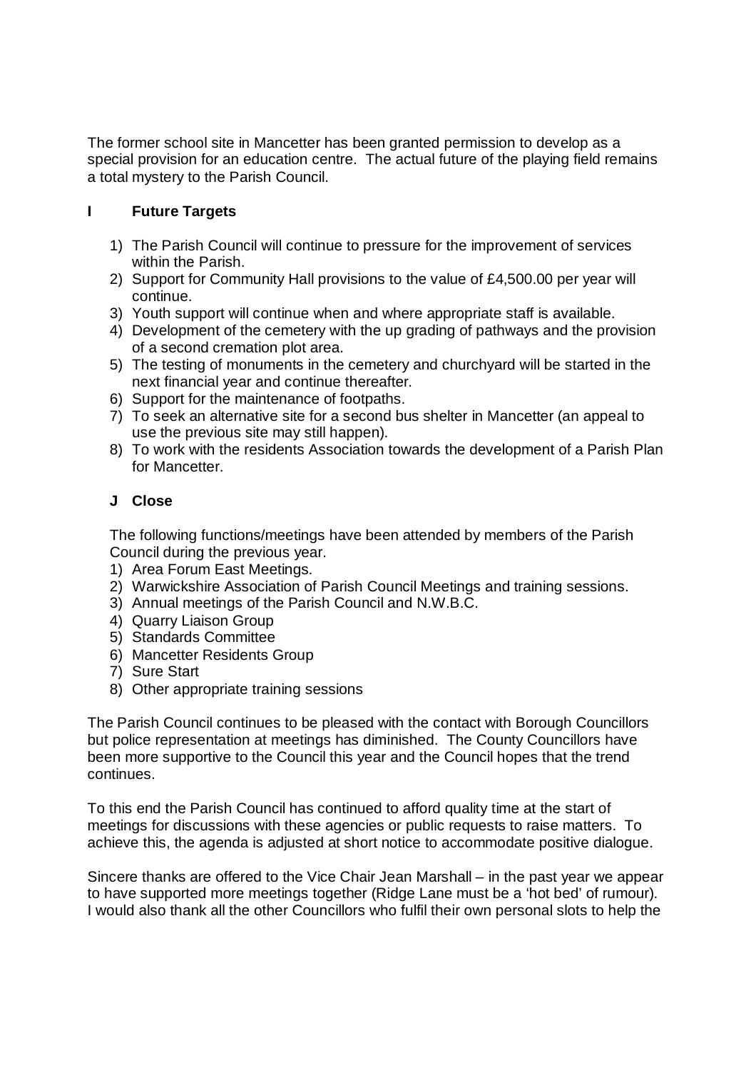The former school site in Mancetter has been granted permission to develop as a special provision for an education centre. The actual future of the playing field remains a total mystery to the Parish Council.

## I Future Targets

1) The Parish Council will continue to pressure for the improvement of services within the Parish.
2) Support for Community Hall provisions to the value of £4,500.00 per year will continue.
3) Youth support will continue when and where appropriate staff is available.
4) Development of the cemetery with the up grading of pathways and the provision of a second cremation plot area.
5) The testing of monuments in the cemetery and churchyard will be started in the next financial year and continue thereafter.
6) Support for the maintenance of footpaths.
7) To seek an alternative site for a second bus shelter in Mancetter (an appeal to use the previous site may still happen).
8) To work with the residents Association towards the development of a Parish Plan for Mancetter.

## J Close

The following functions/meetings have been attended by members of the Parish Council during the previous year.

1) Area Forum East Meetings.
2) Warwickshire Association of Parish Council Meetings and training sessions.
3) Annual meetings of the Parish Council and N.W.B.C.
4) Quarry Liaison Group
5) Standards Committee
6) Mancetter Residents Group
7) Sure Start
8) Other appropriate training sessions

The Parish Council continues to be pleased with the contact with Borough Councillors but police representation at meetings has diminished. The County Councillors have been more supportive to the Council this year and the Council hopes that the trend continues.

To this end the Parish Council has continued to afford quality time at the start of meetings for discussions with these agencies or public requests to raise matters. To achieve this, the agenda is adjusted at short notice to accommodate positive dialogue.

Sincere thanks are offered to the Vice Chair Jean Marshall – in the past year we appear to have supported more meetings together (Ridge Lane must be a 'hot bed' of rumour). I would also thank all the other Councillors who fulfil their own personal slots to help the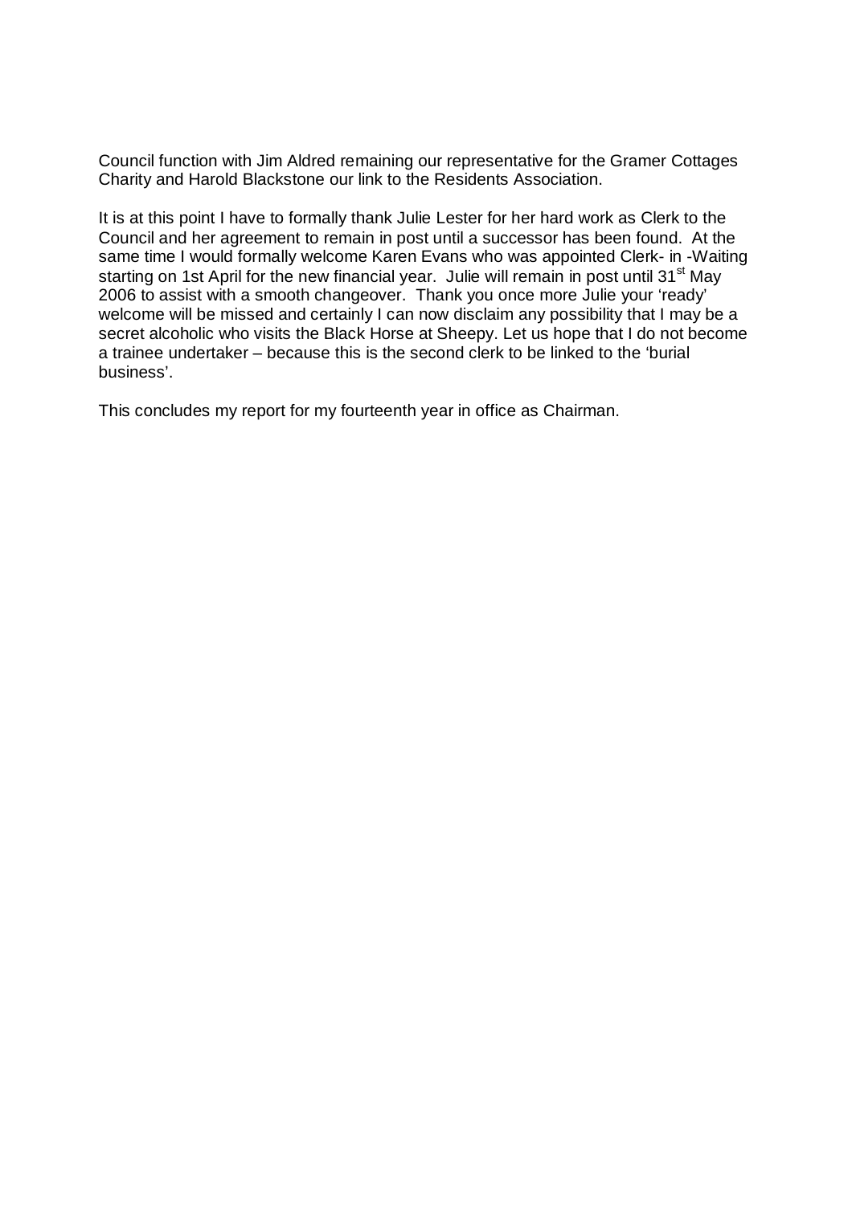Council function with Jim Aldred remaining our representative for the Gramer Cottages Charity and Harold Blackstone our link to the Residents Association.

It is at this point I have to formally thank Julie Lester for her hard work as Clerk to the Council and her agreement to remain in post until a successor has been found. At the same time I would formally welcome Karen Evans who was appointed Clerk- in -Waiting starting on 1st April for the new financial year. Julie will remain in post until 31st May 2006 to assist with a smooth changeover. Thank you once more Julie your 'ready' welcome will be missed and certainly I can now disclaim any possibility that I may be a secret alcoholic who visits the Black Horse at Sheepy. Let us hope that I do not become a trainee undertaker – because this is the second clerk to be linked to the 'burial business'.

This concludes my report for my fourteenth year in office as Chairman.